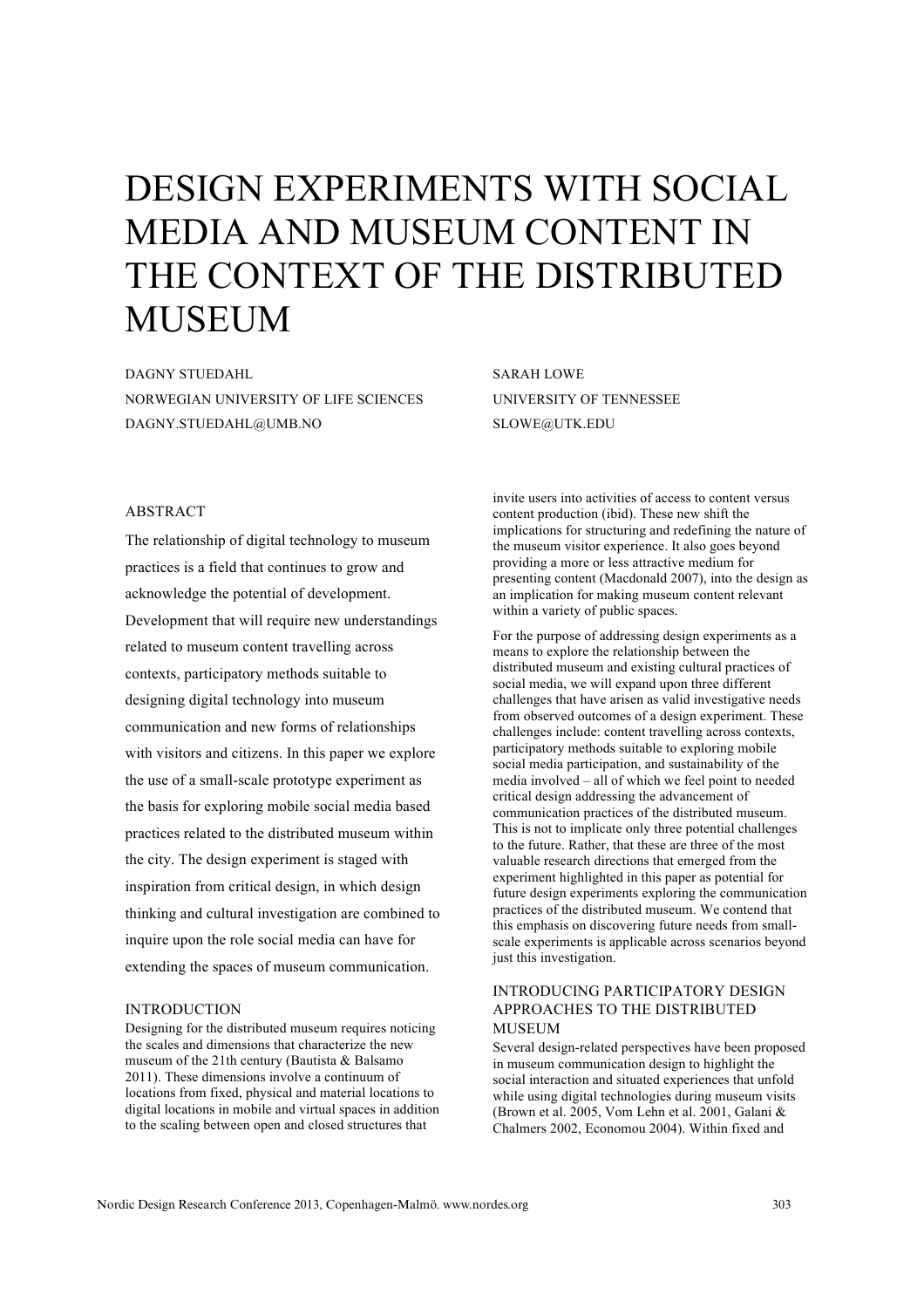# DESIGN EXPERIMENTS WITH SOCIAL MEDIA AND MUSEUM CONTENT IN THE CONTEXT OF THE DISTRIBUTED MUSEUM

DAGNY STUEDAHL
NORWEGIAN UNIVERSITY OF LIFE SCIENCES
DAGNY.STUEDAHL@UMB.NO

SARAH LOWE
UNIVERSITY OF TENNESSEE
SLOWE@UTK.EDU

## ABSTRACT

The relationship of digital technology to museum practices is a field that continues to grow and acknowledge the potential of development. Development that will require new understandings related to museum content travelling across contexts, participatory methods suitable to designing digital technology into museum communication and new forms of relationships with visitors and citizens. In this paper we explore the use of a small-scale prototype experiment as the basis for exploring mobile social media based practices related to the distributed museum within the city. The design experiment is staged with inspiration from critical design, in which design thinking and cultural investigation are combined to inquire upon the role social media can have for extending the spaces of museum communication.

## INTRODUCTION

Designing for the distributed museum requires noticing the scales and dimensions that characterize the new museum of the 21th century (Bautista & Balsamo 2011). These dimensions involve a continuum of locations from fixed, physical and material locations to digital locations in mobile and virtual spaces in addition to the scaling between open and closed structures that invite users into activities of access to content versus content production (ibid). These new shift the implications for structuring and redefining the nature of the museum visitor experience. It also goes beyond providing a more or less attractive medium for presenting content (Macdonald 2007), into the design as an implication for making museum content relevant within a variety of public spaces.

For the purpose of addressing design experiments as a means to explore the relationship between the distributed museum and existing cultural practices of social media, we will expand upon three different challenges that have arisen as valid investigative needs from observed outcomes of a design experiment. These challenges include: content travelling across contexts, participatory methods suitable to exploring mobile social media participation, and sustainability of the media involved – all of which we feel point to needed critical design addressing the advancement of communication practices of the distributed museum. This is not to implicate only three potential challenges to the future. Rather, that these are three of the most valuable research directions that emerged from the experiment highlighted in this paper as potential for future design experiments exploring the communication practices of the distributed museum. We contend that this emphasis on discovering future needs from small-scale experiments is applicable across scenarios beyond just this investigation.

## INTRODUCING PARTICIPATORY DESIGN APPROACHES TO THE DISTRIBUTED MUSEUM

Several design-related perspectives have been proposed in museum communication design to highlight the social interaction and situated experiences that unfold while using digital technologies during museum visits (Brown et al. 2005, Vom Lehn et al. 2001, Galani & Chalmers 2002, Economou 2004). Within fixed and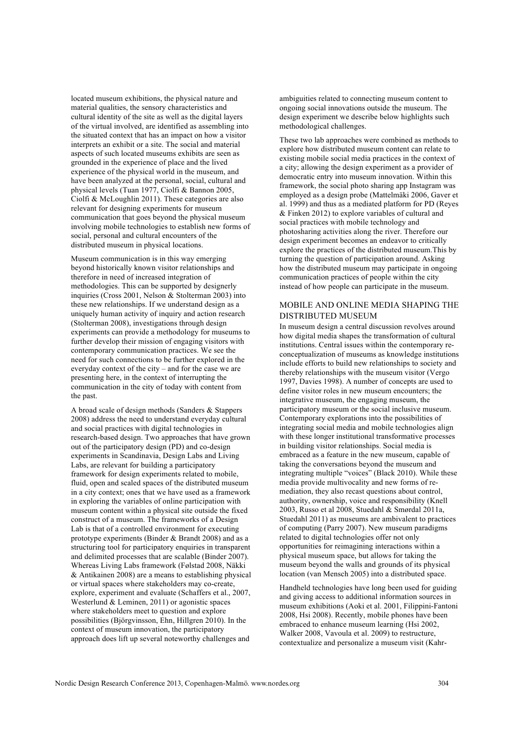located museum exhibitions, the physical nature and material qualities, the sensory characteristics and cultural identity of the site as well as the digital layers of the virtual involved, are identified as assembling into the situated context that has an impact on how a visitor interprets an exhibit or a site. The social and material aspects of such located museums exhibits are seen as grounded in the experience of place and the lived experience of the physical world in the museum, and have been analyzed at the personal, social, cultural and physical levels (Tuan 1977, Ciolfi & Bannon 2005, Ciolfi & McLoughlin 2011). These categories are also relevant for designing experiments for museum communication that goes beyond the physical museum involving mobile technologies to establish new forms of social, personal and cultural encounters of the distributed museum in physical locations.

Museum communication is in this way emerging beyond historically known visitor relationships and therefore in need of increased integration of methodologies. This can be supported by designerly inquiries (Cross 2001, Nelson & Stolterman 2003) into these new relationships. If we understand design as a uniquely human activity of inquiry and action research (Stolterman 2008), investigations through design experiments can provide a methodology for museums to further develop their mission of engaging visitors with contemporary communication practices. We see the need for such connections to be further explored in the everyday context of the city – and for the case we are presenting here, in the context of interrupting the communication in the city of today with content from the past.

A broad scale of design methods (Sanders & Stappers 2008) address the need to understand everyday cultural and social practices with digital technologies in research-based design. Two approaches that have grown out of the participatory design (PD) and co-design experiments in Scandinavia, Design Labs and Living Labs, are relevant for building a participatory framework for design experiments related to mobile, fluid, open and scaled spaces of the distributed museum in a city context; ones that we have used as a framework in exploring the variables of online participation with museum content within a physical site outside the fixed construct of a museum. The frameworks of a Design Lab is that of a controlled environment for executing prototype experiments (Binder & Brandt 2008) and as a structuring tool for participatory enquiries in transparent and delimited processes that are scalable (Binder 2007). Whereas Living Labs framework (Følstad 2008, Näkki & Antikainen 2008) are a means to establishing physical or virtual spaces where stakeholders may co-create, explore, experiment and evaluate (Schaffers et al., 2007, Westerlund & Leminen, 2011) or agonistic spaces where stakeholders meet to question and explore possibilities (Björgvinsson, Ehn, Hillgren 2010). In the context of museum innovation, the participatory approach does lift up several noteworthy challenges and ambiguities related to connecting museum content to ongoing social innovations outside the museum. The design experiment we describe below highlights such methodological challenges.

These two lab approaches were combined as methods to explore how distributed museum content can relate to existing mobile social media practices in the context of a city; allowing the design experiment as a provider of democratic entry into museum innovation. Within this framework, the social photo sharing app Instagram was employed as a design probe (Mattelmäki 2006, Gaver et al. 1999) and thus as a mediated platform for PD (Reyes & Finken 2012) to explore variables of cultural and social practices with mobile technology and photosharing activities along the river. Therefore our design experiment becomes an endeavor to critically explore the practices of the distributed museum.This by turning the question of participation around. Asking how the distributed museum may participate in ongoing communication practices of people within the city instead of how people can participate in the museum.

## MOBILE AND ONLINE MEDIA SHAPING THE DISTRIBUTED MUSEUM

In museum design a central discussion revolves around how digital media shapes the transformation of cultural institutions. Central issues within the contemporary re-conceptualization of museums as knowledge institutions include efforts to build new relationships to society and thereby relationships with the museum visitor (Vergo 1997, Davies 1998). A number of concepts are used to define visitor roles in new museum encounters; the integrative museum, the engaging museum, the participatory museum or the social inclusive museum. Contemporary explorations into the possibilities of integrating social media and mobile technologies align with these longer institutional transformative processes in building visitor relationships. Social media is embraced as a feature in the new museum, capable of taking the conversations beyond the museum and integrating multiple "voices" (Black 2010). While these media provide multivocality and new forms of re-mediation, they also recast questions about control, authority, ownership, voice and responsibility (Knell 2003, Russo et al 2008, Stuedahl & Smørdal 2011a, Stuedahl 2011) as museums are ambivalent to practices of computing (Parry 2007). New museum paradigms related to digital technologies offer not only opportunities for reimagining interactions within a physical museum space, but allows for taking the museum beyond the walls and grounds of its physical location (van Mensch 2005) into a distributed space.

Handheld technologies have long been used for guiding and giving access to additional information sources in museum exhibitions (Aoki et al. 2001, Filippini-Fantoni 2008, Hsi 2008). Recently, mobile phones have been embraced to enhance museum learning (Hsi 2002, Walker 2008, Vavoula et al. 2009) to restructure, contextualize and personalize a museum visit (Kahr-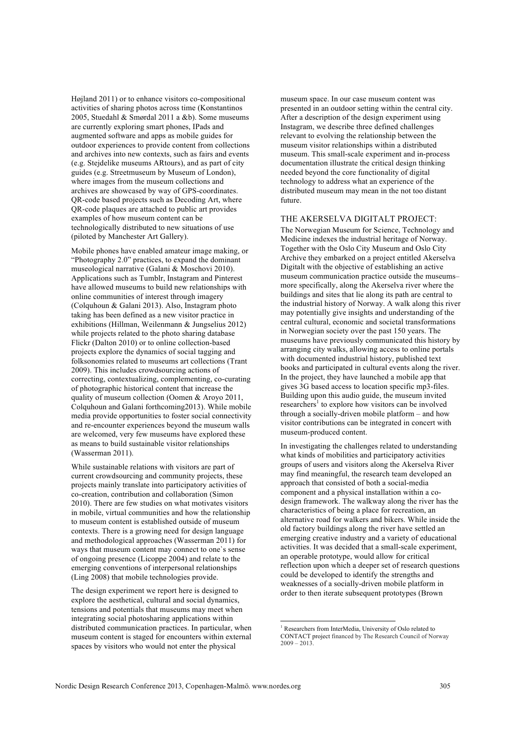Højland 2011) or to enhance visitors co-compositional activities of sharing photos across time (Konstantinos 2005, Stuedahl & Smørdal 2011 a &b). Some museums are currently exploring smart phones, IPads and augmented software and apps as mobile guides for outdoor experiences to provide content from collections and archives into new contexts, such as fairs and events (e.g. Stejdelike museums ARtours), and as part of city guides (e.g. Streetmuseum by Museum of London), where images from the museum collections and archives are showcased by way of GPS-coordinates. QR-code based projects such as Decoding Art, where QR-code plaques are attached to public art provides examples of how museum content can be technologically distributed to new situations of use (piloted by Manchester Art Gallery).

Mobile phones have enabled amateur image making, or "Photography 2.0" practices, to expand the dominant museological narrative (Galani & Moschovi 2010). Applications such as Tumblr, Instagram and Pinterest have allowed museums to build new relationships with online communities of interest through imagery (Colquhoun & Galani 2013). Also, Instagram photo taking has been defined as a new visitor practice in exhibitions (Hillman, Weilenmann & Jungselius 2012) while projects related to the photo sharing database Flickr (Dalton 2010) or to online collection-based projects explore the dynamics of social tagging and folksonomies related to museums art collections (Trant 2009). This includes crowdsourcing actions of correcting, contextualizing, complementing, co-curating of photographic historical content that increase the quality of museum collection (Oomen & Aroyo 2011, Colquhoun and Galani forthcoming2013). While mobile media provide opportunities to foster social connectivity and re-encounter experiences beyond the museum walls are welcomed, very few museums have explored these as means to build sustainable visitor relationships (Wasserman 2011).

While sustainable relations with visitors are part of current crowdsourcing and community projects, these projects mainly translate into participatory activities of co-creation, contribution and collaboration (Simon 2010). There are few studies on what motivates visitors in mobile, virtual communities and how the relationship to museum content is established outside of museum contexts. There is a growing need for design language and methodological approaches (Wasserman 2011) for ways that museum content may connect to one`s sense of ongoing presence (Licoppe 2004) and relate to the emerging conventions of interpersonal relationships (Ling 2008) that mobile technologies provide.

The design experiment we report here is designed to explore the aesthetical, cultural and social dynamics, tensions and potentials that museums may meet when integrating social photosharing applications within distributed communication practices. In particular, when museum content is staged for encounters within external spaces by visitors who would not enter the physical museum space. In our case museum content was presented in an outdoor setting within the central city. After a description of the design experiment using Instagram, we describe three defined challenges relevant to evolving the relationship between the museum visitor relationships within a distributed museum. This small-scale experiment and in-process documentation illustrate the critical design thinking needed beyond the core functionality of digital technology to address what an experience of the distributed museum may mean in the not too distant future.

## THE AKERSELVA DIGITALT PROJECT:

The Norwegian Museum for Science, Technology and Medicine indexes the industrial heritage of Norway. Together with the Oslo City Museum and Oslo City Archive they embarked on a project entitled Akerselva Digitalt with the objective of establishing an active museum communication practice outside the museums– more specifically, along the Akerselva river where the buildings and sites that lie along its path are central to the industrial history of Norway. A walk along this river may potentially give insights and understanding of the central cultural, economic and societal transformations in Norwegian society over the past 150 years. The museums have previously communicated this history by arranging city walks, allowing access to online portals with documented industrial history, published text books and participated in cultural events along the river. In the project, they have launched a mobile app that gives 3G based access to location specific mp3-files. Building upon this audio guide, the museum invited researchers[1] to explore how visitors can be involved through a socially-driven mobile platform – and how visitor contributions can be integrated in concert with museum-produced content.

In investigating the challenges related to understanding what kinds of mobilities and participatory activities groups of users and visitors along the Akerselva River may find meaningful, the research team developed an approach that consisted of both a social-media component and a physical installation within a co-design framework. The walkway along the river has the characteristics of being a place for recreation, an alternative road for walkers and bikers. While inside the old factory buildings along the river have settled an emerging creative industry and a variety of educational activities. It was decided that a small-scale experiment, an operable prototype, would allow for critical reflection upon which a deeper set of research questions could be developed to identify the strengths and weaknesses of a socially-driven mobile platform in order to then iterate subsequent prototypes (Brown

[1] Researchers from InterMedia, University of Oslo related to CONTACT project financed by The Research Council of Norway 2009 – 2013.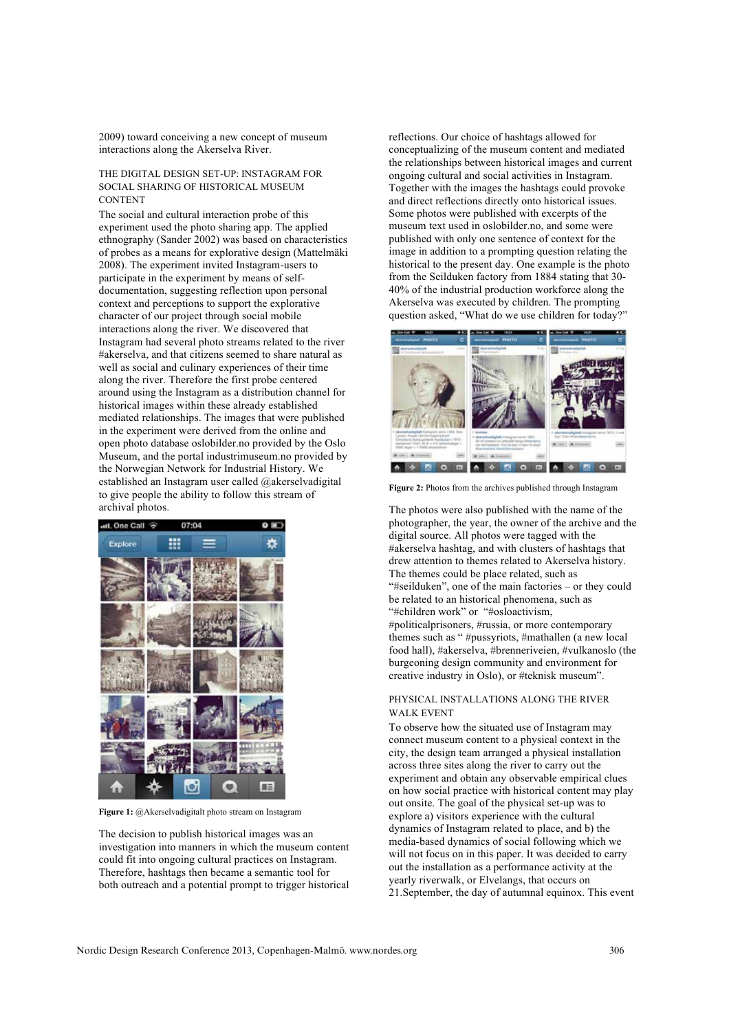2009) toward conceiving a new concept of museum interactions along the Akerselva River.

## THE DIGITAL DESIGN SET-UP: INSTAGRAM FOR SOCIAL SHARING OF HISTORICAL MUSEUM CONTENT

The social and cultural interaction probe of this experiment used the photo sharing app. The applied ethnography (Sander 2002) was based on characteristics of probes as a means for explorative design (Mattelmäki 2008). The experiment invited Instagram-users to participate in the experiment by means of self-documentation, suggesting reflection upon personal context and perceptions to support the explorative character of our project through social mobile interactions along the river. We discovered that Instagram had several photo streams related to the river #akerselva, and that citizens seemed to share natural as well as social and culinary experiences of their time along the river. Therefore the first probe centered around using the Instagram as a distribution channel for historical images within these already established mediated relationships. The images that were published in the experiment were derived from the online and open photo database oslobilder.no provided by the Oslo Museum, and the portal industrimuseum.no provided by the Norwegian Network for Industrial History. We established an Instagram user called @akerselvadigital to give people the ability to follow this stream of archival photos.

**Figure 1:** @Akerselvadigitalt photo stream on Instagram

The decision to publish historical images was an investigation into manners in which the museum content could fit into ongoing cultural practices on Instagram. Therefore, hashtags then became a semantic tool for both outreach and a potential prompt to trigger historical reflections. Our choice of hashtags allowed for conceptualizing of the museum content and mediated the relationships between historical images and current ongoing cultural and social activities in Instagram. Together with the images the hashtags could provoke and direct reflections directly onto historical issues. Some photos were published with excerpts of the museum text used in oslobilder.no, and some were published with only one sentence of context for the image in addition to a prompting question relating the historical to the present day. One example is the photo from the Seilduken factory from 1884 stating that 30-40% of the industrial production workforce along the Akerselva was executed by children. The prompting question asked, "What do we use children for today?"

**Figure 2:** Photos from the archives published through Instagram

The photos were also published with the name of the photographer, the year, the owner of the archive and the digital source. All photos were tagged with the #akerselva hashtag, and with clusters of hashtags that drew attention to themes related to Akerselva history. The themes could be place related, such as "#seilduken", one of the main factories – or they could be related to an historical phenomena, such as "#children work" or "#osloactivism, #politicalprisoners, #russia, or more contemporary themes such as " #pussyriots, #mathallen (a new local food hall), #akerselva, #brenneriveien, #vulkanoslo (the burgeoning design community and environment for creative industry in Oslo), or #teknisk museum".

## PHYSICAL INSTALLATIONS ALONG THE RIVER WALK EVENT

To observe how the situated use of Instagram may connect museum content to a physical context in the city, the design team arranged a physical installation across three sites along the river to carry out the experiment and obtain any observable empirical clues on how social practice with historical content may play out onsite. The goal of the physical set-up was to explore a) visitors experience with the cultural dynamics of Instagram related to place, and b) the media-based dynamics of social following which we will not focus on in this paper. It was decided to carry out the installation as a performance activity at the yearly riverwalk, or Elvelangs, that occurs on 21.September, the day of autumnal equinox. This event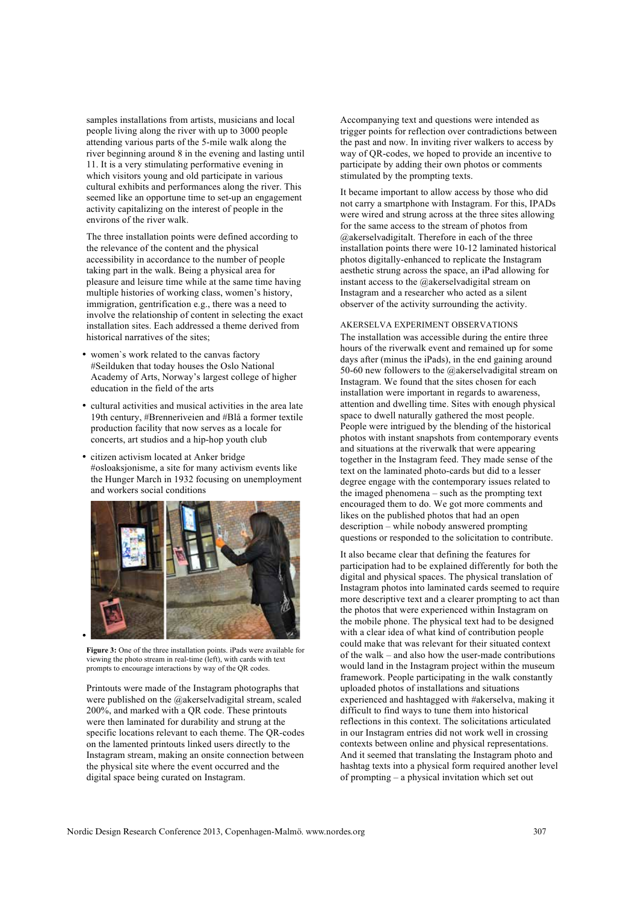samples installations from artists, musicians and local people living along the river with up to 3000 people attending various parts of the 5-mile walk along the river beginning around 8 in the evening and lasting until 11. It is a very stimulating performative evening in which visitors young and old participate in various cultural exhibits and performances along the river. This seemed like an opportune time to set-up an engagement activity capitalizing on the interest of people in the environs of the river walk.

The three installation points were defined according to the relevance of the content and the physical accessibility in accordance to the number of people taking part in the walk. Being a physical area for pleasure and leisure time while at the same time having multiple histories of working class, women's history, immigration, gentrification e.g., there was a need to involve the relationship of content in selecting the exact installation sites. Each addressed a theme derived from historical narratives of the sites;

- women`s work related to the canvas factory #Seilduken that today houses the Oslo National Academy of Arts, Norway's largest college of higher education in the field of the arts
- cultural activities and musical activities in the area late 19th century, #Brenneriveien and #Blå a former textile production facility that now serves as a locale for concerts, art studios and a hip-hop youth club
- citizen activism located at Anker bridge #osloaksjonisme, a site for many activism events like the Hunger March in 1932 focusing on unemployment and workers social conditions

**Figure 3:** One of the three installation points. iPads were available for viewing the photo stream in real-time (left), with cards with text prompts to encourage interactions by way of the QR codes.

Printouts were made of the Instagram photographs that were published on the @akerselvadigital stream, scaled 200%, and marked with a QR code. These printouts were then laminated for durability and strung at the specific locations relevant to each theme. The QR-codes on the lamented printouts linked users directly to the Instagram stream, making an onsite connection between the physical site where the event occurred and the digital space being curated on Instagram.

Accompanying text and questions were intended as trigger points for reflection over contradictions between the past and now. In inviting river walkers to access by way of QR-codes, we hoped to provide an incentive to participate by adding their own photos or comments stimulated by the prompting texts.

It became important to allow access by those who did not carry a smartphone with Instagram. For this, IPADs were wired and strung across at the three sites allowing for the same access to the stream of photos from @akerselvadigitalt. Therefore in each of the three installation points there were 10-12 laminated historical photos digitally-enhanced to replicate the Instagram aesthetic strung across the space, an iPad allowing for instant access to the @akerselvadigital stream on Instagram and a researcher who acted as a silent observer of the activity surrounding the activity.

### AKERSELVA EXPERIMENT OBSERVATIONS

The installation was accessible during the entire three hours of the riverwalk event and remained up for some days after (minus the iPads), in the end gaining around 50-60 new followers to the @akerselvadigital stream on Instagram. We found that the sites chosen for each installation were important in regards to awareness, attention and dwelling time. Sites with enough physical space to dwell naturally gathered the most people. People were intrigued by the blending of the historical photos with instant snapshots from contemporary events and situations at the riverwalk that were appearing together in the Instagram feed. They made sense of the text on the laminated photo-cards but did to a lesser degree engage with the contemporary issues related to the imaged phenomena – such as the prompting text encouraged them to do. We got more comments and likes on the published photos that had an open description – while nobody answered prompting questions or responded to the solicitation to contribute.

It also became clear that defining the features for participation had to be explained differently for both the digital and physical spaces. The physical translation of Instagram photos into laminated cards seemed to require more descriptive text and a clearer prompting to act than the photos that were experienced within Instagram on the mobile phone. The physical text had to be designed with a clear idea of what kind of contribution people could make that was relevant for their situated context of the walk – and also how the user-made contributions would land in the Instagram project within the museum framework. People participating in the walk constantly uploaded photos of installations and situations experienced and hashtagged with #akerselva, making it difficult to find ways to tune them into historical reflections in this context. The solicitations articulated in our Instagram entries did not work well in crossing contexts between online and physical representations. And it seemed that translating the Instagram photo and hashtag texts into a physical form required another level of prompting – a physical invitation which set out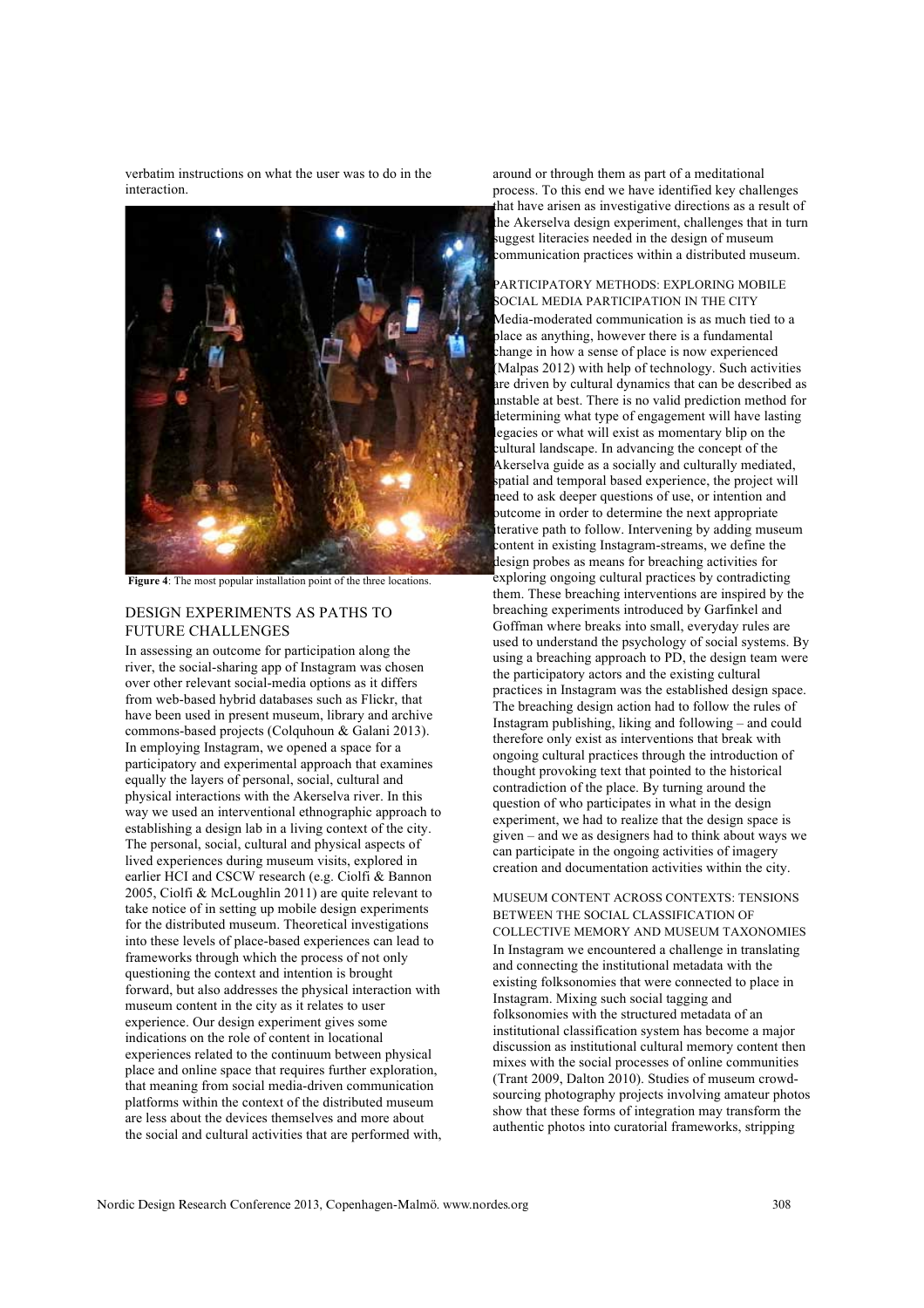verbatim instructions on what the user was to do in the interaction.

**Figure 4**: The most popular installation point of the three locations.

## DESIGN EXPERIMENTS AS PATHS TO FUTURE CHALLENGES

In assessing an outcome for participation along the river, the social-sharing app of Instagram was chosen over other relevant social-media options as it differs from web-based hybrid databases such as Flickr, that have been used in present museum, library and archive commons-based projects (Colquhoun & Galani 2013). In employing Instagram, we opened a space for a participatory and experimental approach that examines equally the layers of personal, social, cultural and physical interactions with the Akerselva river. In this way we used an interventional ethnographic approach to establishing a design lab in a living context of the city. The personal, social, cultural and physical aspects of lived experiences during museum visits, explored in earlier HCI and CSCW research (e.g. Ciolfi & Bannon 2005, Ciolfi & McLoughlin 2011) are quite relevant to take notice of in setting up mobile design experiments for the distributed museum. Theoretical investigations into these levels of place-based experiences can lead to frameworks through which the process of not only questioning the context and intention is brought forward, but also addresses the physical interaction with museum content in the city as it relates to user experience. Our design experiment gives some indications on the role of content in locational experiences related to the continuum between physical place and online space that requires further exploration, that meaning from social media-driven communication platforms within the context of the distributed museum are less about the devices themselves and more about the social and cultural activities that are performed with, around or through them as part of a meditational process. To this end we have identified key challenges that have arisen as investigative directions as a result of the Akerselva design experiment, challenges that in turn suggest literacies needed in the design of museum communication practices within a distributed museum.

### PARTICIPATORY METHODS: EXPLORING MOBILE SOCIAL MEDIA PARTICIPATION IN THE CITY

Media-moderated communication is as much tied to a place as anything, however there is a fundamental change in how a sense of place is now experienced (Malpas 2012) with help of technology. Such activities are driven by cultural dynamics that can be described as unstable at best. There is no valid prediction method for determining what type of engagement will have lasting legacies or what will exist as momentary blip on the cultural landscape. In advancing the concept of the Akerselva guide as a socially and culturally mediated, spatial and temporal based experience, the project will need to ask deeper questions of use, or intention and outcome in order to determine the next appropriate iterative path to follow. Intervening by adding museum content in existing Instagram-streams, we define the design probes as means for breaching activities for exploring ongoing cultural practices by contradicting them. These breaching interventions are inspired by the breaching experiments introduced by Garfinkel and Goffman where breaks into small, everyday rules are used to understand the psychology of social systems. By using a breaching approach to PD, the design team were the participatory actors and the existing cultural practices in Instagram was the established design space. The breaching design action had to follow the rules of Instagram publishing, liking and following – and could therefore only exist as interventions that break with ongoing cultural practices through the introduction of thought provoking text that pointed to the historical contradiction of the place. By turning around the question of who participates in what in the design experiment, we had to realize that the design space is given – and we as designers had to think about ways we can participate in the ongoing activities of imagery creation and documentation activities within the city.

### MUSEUM CONTENT ACROSS CONTEXTS: TENSIONS BETWEEN THE SOCIAL CLASSIFICATION OF COLLECTIVE MEMORY AND MUSEUM TAXONOMIES

In Instagram we encountered a challenge in translating and connecting the institutional metadata with the existing folksonomies that were connected to place in Instagram. Mixing such social tagging and folksonomies with the structured metadata of an institutional classification system has become a major discussion as institutional cultural memory content then mixes with the social processes of online communities (Trant 2009, Dalton 2010). Studies of museum crowd-sourcing photography projects involving amateur photos show that these forms of integration may transform the authentic photos into curatorial frameworks, stripping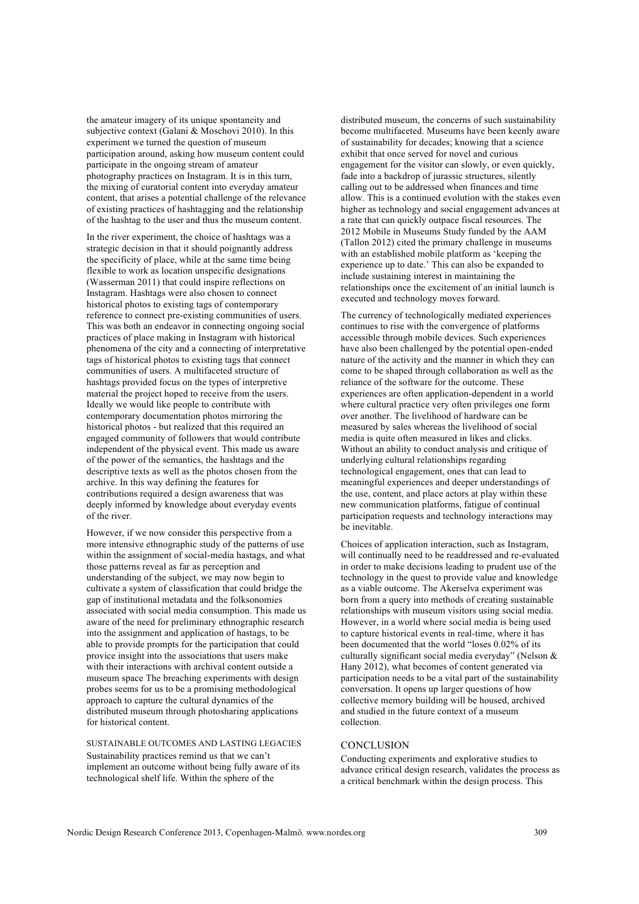the amateur imagery of its unique spontaneity and subjective context (Galani & Moschovi 2010). In this experiment we turned the question of museum participation around, asking how museum content could participate in the ongoing stream of amateur photography practices on Instagram. It is in this turn, the mixing of curatorial content into everyday amateur content, that arises a potential challenge of the relevance of existing practices of hashtagging and the relationship of the hashtag to the user and thus the museum content.

In the river experiment, the choice of hashtags was a strategic decision in that it should poignantly address the specificity of place, while at the same time being flexible to work as location unspecific designations (Wasserman 2011) that could inspire reflections on Instagram. Hashtags were also chosen to connect historical photos to existing tags of contemporary reference to connect pre-existing communities of users. This was both an endeavor in connecting ongoing social practices of place making in Instagram with historical phenomena of the city and a connecting of interpretative tags of historical photos to existing tags that connect communities of users. A multifaceted structure of hashtags provided focus on the types of interpretive material the project hoped to receive from the users. Ideally we would like people to contribute with contemporary documentation photos mirroring the historical photos - but realized that this required an engaged community of followers that would contribute independent of the physical event. This made us aware of the power of the semantics, the hashtags and the descriptive texts as well as the photos chosen from the archive. In this way defining the features for contributions required a design awareness that was deeply informed by knowledge about everyday events of the river.

However, if we now consider this perspective from a more intensive ethnographic study of the patterns of use within the assignment of social-media hastags, and what those patterns reveal as far as perception and understanding of the subject, we may now begin to cultivate a system of classification that could bridge the gap of institutional metadata and the folksonomies associated with social media consumption. This made us aware of the need for preliminary ethnographic research into the assignment and application of hastags, to be able to provide prompts for the participation that could provice insight into the associations that users make with their interactions with archival content outside a museum space The breaching experiments with design probes seems for us to be a promising methodological approach to capture the cultural dynamics of the distributed museum through photosharing applications for historical content.

### SUSTAINABLE OUTCOMES AND LASTING LEGACIES

Sustainability practices remind us that we can't implement an outcome without being fully aware of its technological shelf life. Within the sphere of the distributed museum, the concerns of such sustainability become multifaceted. Museums have been keenly aware of sustainability for decades; knowing that a science exhibit that once served for novel and curious engagement for the visitor can slowly, or even quickly, fade into a backdrop of jurassic structures, silently calling out to be addressed when finances and time allow. This is a continued evolution with the stakes even higher as technology and social engagement advances at a rate that can quickly outpace fiscal resources. The 2012 Mobile in Museums Study funded by the AAM (Tallon 2012) cited the primary challenge in museums with an established mobile platform as 'keeping the experience up to date.' This can also be expanded to include sustaining interest in maintaining the relationships once the excitement of an initial launch is executed and technology moves forward.

The currency of technologically mediated experiences continues to rise with the convergence of platforms accessible through mobile devices. Such experiences have also been challenged by the potential open-ended nature of the activity and the manner in which they can come to be shaped through collaboration as well as the reliance of the software for the outcome. These experiences are often application-dependent in a world where cultural practice very often privileges one form over another. The livelihood of hardware can be measured by sales whereas the livelihood of social media is quite often measured in likes and clicks. Without an ability to conduct analysis and critique of underlying cultural relationships regarding technological engagement, ones that can lead to meaningful experiences and deeper understandings of the use, content, and place actors at play within these new communication platforms, fatigue of continual participation requests and technology interactions may be inevitable.

Choices of application interaction, such as Instagram, will continually need to be readdressed and re-evaluated in order to make decisions leading to prudent use of the technology in the quest to provide value and knowledge as a viable outcome. The Akerselva experiment was born from a query into methods of creating sustainable relationships with museum visitors using social media. However, in a world where social media is being used to capture historical events in real-time, where it has been documented that the world "loses 0.02% of its culturally significant social media everyday" (Nelson & Hany 2012), what becomes of content generated via participation needs to be a vital part of the sustainability conversation. It opens up larger questions of how collective memory building will be housed, archived and studied in the future context of a museum collection.

## CONCLUSION

Conducting experiments and explorative studies to advance critical design research, validates the process as a critical benchmark within the design process. This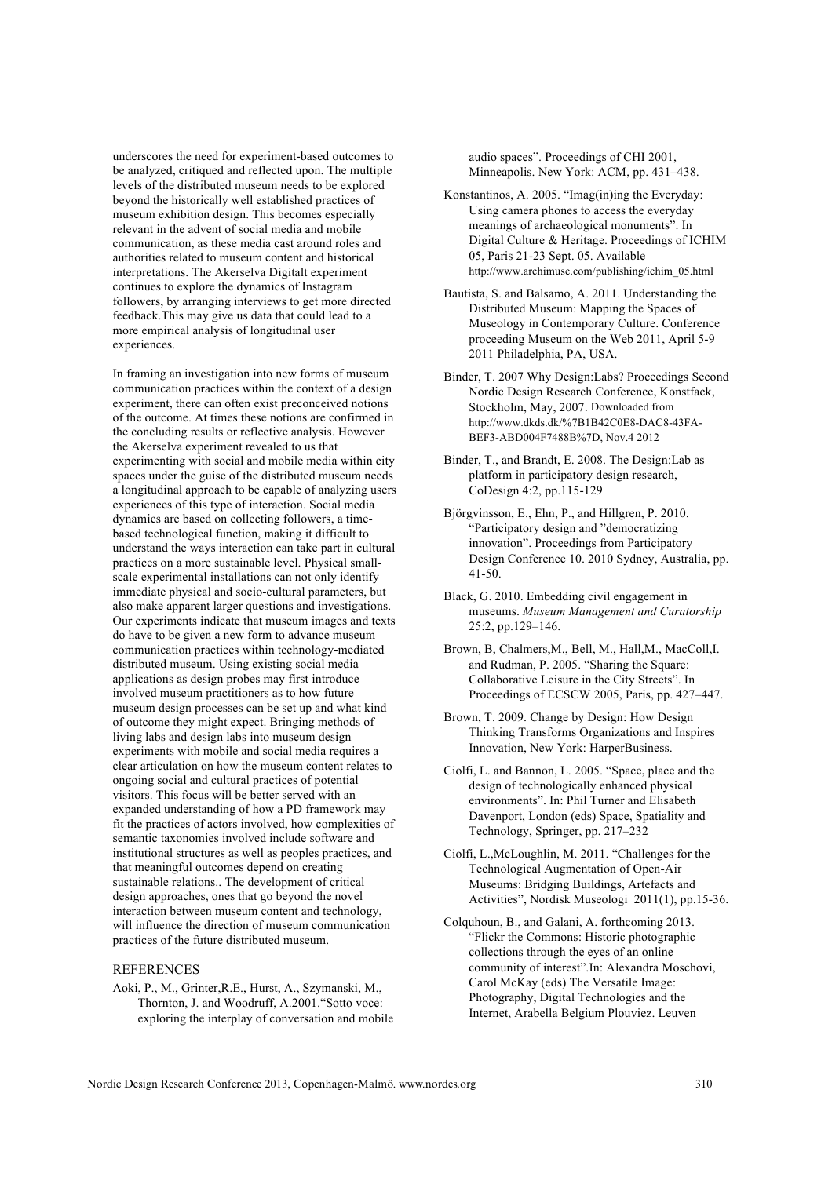underscores the need for experiment-based outcomes to be analyzed, critiqued and reflected upon. The multiple levels of the distributed museum needs to be explored beyond the historically well established practices of museum exhibition design. This becomes especially relevant in the advent of social media and mobile communication, as these media cast around roles and authorities related to museum content and historical interpretations. The Akerselva Digitalt experiment continues to explore the dynamics of Instagram followers, by arranging interviews to get more directed feedback.This may give us data that could lead to a more empirical analysis of longitudinal user experiences.

In framing an investigation into new forms of museum communication practices within the context of a design experiment, there can often exist preconceived notions of the outcome. At times these notions are confirmed in the concluding results or reflective analysis. However the Akerselva experiment revealed to us that experimenting with social and mobile media within city spaces under the guise of the distributed museum needs a longitudinal approach to be capable of analyzing users experiences of this type of interaction. Social media dynamics are based on collecting followers, a time-based technological function, making it difficult to understand the ways interaction can take part in cultural practices on a more sustainable level. Physical small-scale experimental installations can not only identify immediate physical and socio-cultural parameters, but also make apparent larger questions and investigations. Our experiments indicate that museum images and texts do have to be given a new form to advance museum communication practices within technology-mediated distributed museum. Using existing social media applications as design probes may first introduce involved museum practitioners as to how future museum design processes can be set up and what kind of outcome they might expect. Bringing methods of living labs and design labs into museum design experiments with mobile and social media requires a clear articulation on how the museum content relates to ongoing social and cultural practices of potential visitors. This focus will be better served with an expanded understanding of how a PD framework may fit the practices of actors involved, how complexities of semantic taxonomies involved include software and institutional structures as well as peoples practices, and that meaningful outcomes depend on creating sustainable relations.. The development of critical design approaches, ones that go beyond the novel interaction between museum content and technology, will influence the direction of museum communication practices of the future distributed museum.

## REFERENCES

Aoki, P., M., Grinter,R.E., Hurst, A., Szymanski, M., Thornton, J. and Woodruff, A.2001."Sotto voce: exploring the interplay of conversation and mobile audio spaces". Proceedings of CHI 2001, Minneapolis. New York: ACM, pp. 431–438.

Konstantinos, A. 2005. "Imag(in)ing the Everyday: Using camera phones to access the everyday meanings of archaeological monuments". In Digital Culture & Heritage. Proceedings of ICHIM 05, Paris 21-23 Sept. 05. Available http://www.archimuse.com/publishing/ichim_05.html

Bautista, S. and Balsamo, A. 2011. Understanding the Distributed Museum: Mapping the Spaces of Museology in Contemporary Culture. Conference proceeding Museum on the Web 2011, April 5-9 2011 Philadelphia, PA, USA.

Binder, T. 2007 Why Design:Labs? Proceedings Second Nordic Design Research Conference, Konstfack, Stockholm, May, 2007. Downloaded from http://www.dkds.dk/%7B1B42C0E8-DAC8-43FA-BEF3-ABD004F7488B%7D, Nov.4 2012

Binder, T., and Brandt, E. 2008. The Design:Lab as platform in participatory design research, CoDesign 4:2, pp.115-129

Björgvinsson, E., Ehn, P., and Hillgren, P. 2010. "Participatory design and "democratizing innovation". Proceedings from Participatory Design Conference 10. 2010 Sydney, Australia, pp. 41-50.

Black, G. 2010. Embedding civil engagement in museums. *Museum Management and Curatorship* 25:2, pp.129–146.

Brown, B, Chalmers,M., Bell, M., Hall,M., MacColl,I. and Rudman, P. 2005. "Sharing the Square: Collaborative Leisure in the City Streets". In Proceedings of ECSCW 2005, Paris, pp. 427–447.

Brown, T. 2009. Change by Design: How Design Thinking Transforms Organizations and Inspires Innovation, New York: HarperBusiness.

Ciolfi, L. and Bannon, L. 2005. "Space, place and the design of technologically enhanced physical environments". In: Phil Turner and Elisabeth Davenport, London (eds) Space, Spatiality and Technology, Springer, pp. 217–232

Ciolfi, L.,McLoughlin, M. 2011. "Challenges for the Technological Augmentation of Open-Air Museums: Bridging Buildings, Artefacts and Activities", Nordisk Museologi 2011(1), pp.15-36.

Colquhoun, B., and Galani, A. forthcoming 2013. "Flickr the Commons: Historic photographic collections through the eyes of an online community of interest".In: Alexandra Moschovi, Carol McKay (eds) The Versatile Image: Photography, Digital Technologies and the Internet, Arabella Belgium Plouviez. Leuven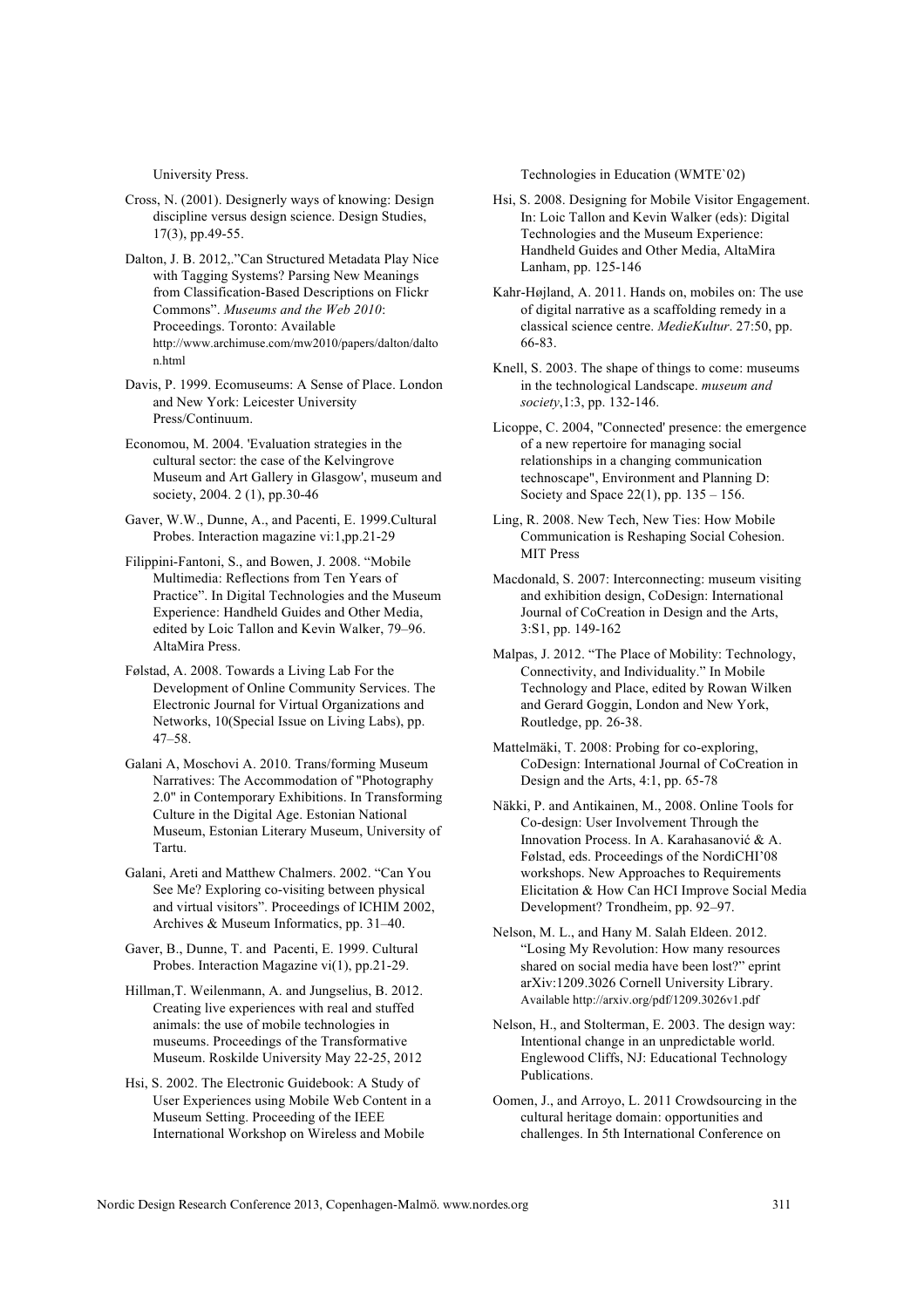University Press.

Cross, N. (2001). Designerly ways of knowing: Design discipline versus design science. Design Studies, 17(3), pp.49-55.

Dalton, J. B. 2012,."Can Structured Metadata Play Nice with Tagging Systems? Parsing New Meanings from Classification-Based Descriptions on Flickr Commons". *Museums and the Web 2010*: Proceedings. Toronto: Available http://www.archimuse.com/mw2010/papers/dalton/dalton.html

Davis, P. 1999. Ecomuseums: A Sense of Place. London and New York: Leicester University Press/Continuum.

Economou, M. 2004. 'Evaluation strategies in the cultural sector: the case of the Kelvingrove Museum and Art Gallery in Glasgow', museum and society, 2004. 2 (1), pp.30-46

Gaver, W.W., Dunne, A., and Pacenti, E. 1999.Cultural Probes. Interaction magazine vi:1,pp.21-29

Filippini-Fantoni, S., and Bowen, J. 2008. "Mobile Multimedia: Reflections from Ten Years of Practice". In Digital Technologies and the Museum Experience: Handheld Guides and Other Media, edited by Loic Tallon and Kevin Walker, 79–96. AltaMira Press.

Følstad, A. 2008. Towards a Living Lab For the Development of Online Community Services. The Electronic Journal for Virtual Organizations and Networks, 10(Special Issue on Living Labs), pp. 47–58.

Galani A, Moschovi A. 2010. Trans/forming Museum Narratives: The Accommodation of "Photography 2.0" in Contemporary Exhibitions. In Transforming Culture in the Digital Age. Estonian National Museum, Estonian Literary Museum, University of Tartu.

Galani, Areti and Matthew Chalmers. 2002. "Can You See Me? Exploring co-visiting between physical and virtual visitors". Proceedings of ICHIM 2002, Archives & Museum Informatics, pp. 31–40.

Gaver, B., Dunne, T. and Pacenti, E. 1999. Cultural Probes. Interaction Magazine vi(1), pp.21-29.

Hillman,T. Weilenmann, A. and Jungselius, B. 2012. Creating live experiences with real and stuffed animals: the use of mobile technologies in museums. Proceedings of the Transformative Museum. Roskilde University May 22-25, 2012

Hsi, S. 2002. The Electronic Guidebook: A Study of User Experiences using Mobile Web Content in a Museum Setting. Proceeding of the IEEE International Workshop on Wireless and Mobile Technologies in Education (WMTE`02)

Hsi, S. 2008. Designing for Mobile Visitor Engagement. In: Loic Tallon and Kevin Walker (eds): Digital Technologies and the Museum Experience: Handheld Guides and Other Media, AltaMira Lanham, pp. 125-146

Kahr-Højland, A. 2011. Hands on, mobiles on: The use of digital narrative as a scaffolding remedy in a classical science centre. *MedieKultur*. 27:50, pp. 66-83.

Knell, S. 2003. The shape of things to come: museums in the technological Landscape. *museum and society*,1:3, pp. 132-146.

Licoppe, C. 2004, "'Connected' presence: the emergence of a new repertoire for managing social relationships in a changing communication technoscape", Environment and Planning D: Society and Space 22(1), pp. 135 – 156.

Ling, R. 2008. New Tech, New Ties: How Mobile Communication is Reshaping Social Cohesion. MIT Press

Macdonald, S. 2007: Interconnecting: museum visiting and exhibition design, CoDesign: International Journal of CoCreation in Design and the Arts, 3:S1, pp. 149-162

Malpas, J. 2012. "The Place of Mobility: Technology, Connectivity, and Individuality." In Mobile Technology and Place, edited by Rowan Wilken and Gerard Goggin, London and New York, Routledge, pp. 26-38.

Mattelmäki, T. 2008: Probing for co-exploring, CoDesign: International Journal of CoCreation in Design and the Arts, 4:1, pp. 65-78

Näkki, P. and Antikainen, M., 2008. Online Tools for Co-design: User Involvement Through the Innovation Process. In A. Karahasanović & A. Følstad, eds. Proceedings of the NordiCHI'08 workshops. New Approaches to Requirements Elicitation & How Can HCI Improve Social Media Development? Trondheim, pp. 92–97.

Nelson, M. L., and Hany M. Salah Eldeen. 2012. "Losing My Revolution: How many resources shared on social media have been lost?" eprint arXiv:1209.3026 Cornell University Library. Available http://arxiv.org/pdf/1209.3026v1.pdf

Nelson, H., and Stolterman, E. 2003. The design way: Intentional change in an unpredictable world. Englewood Cliffs, NJ: Educational Technology Publications.

Oomen, J., and Arroyo, L. 2011 Crowdsourcing in the cultural heritage domain: opportunities and challenges. In 5th International Conference on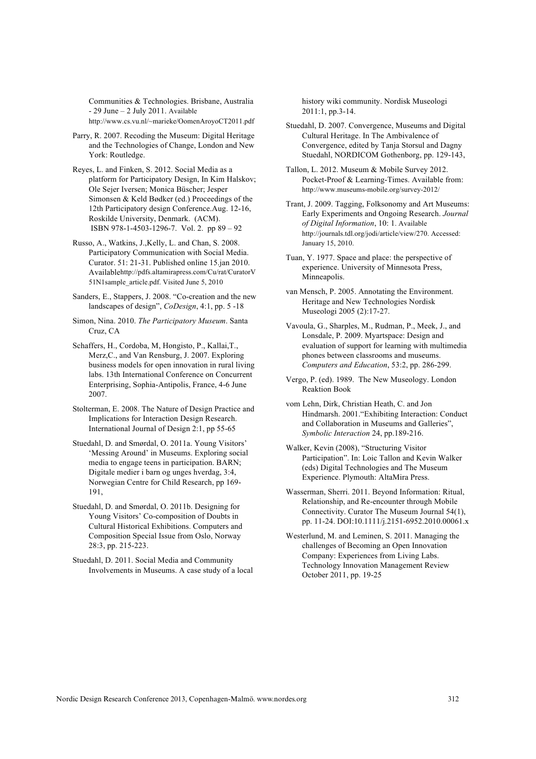Communities & Technologies. Brisbane, Australia - 29 June – 2 July 2011. Available http://www.cs.vu.nl/~marieke/OomenAroyoCT2011.pdf

Parry, R. 2007. Recoding the Museum: Digital Heritage and the Technologies of Change, London and New York: Routledge.

Reyes, L. and Finken, S. 2012. Social Media as a platform for Participatory Design, In Kim Halskov; Ole Sejer Iversen; Monica Büscher; Jesper Simonsen & Keld Bødker (ed.) Proceedings of the 12th Participatory design Conference.Aug. 12-16, Roskilde University, Denmark. (ACM). ISBN 978-1-4503-1296-7. Vol. 2. pp 89 – 92

Russo, A., Watkins, J.,Kelly, L. and Chan, S. 2008. Participatory Communication with Social Media. Curator. 51: 21-31. Published online 15.jan 2010. Availablehttp://pdfs.altamirapress.com/Cu/rat/CuratorV51N1sample_article.pdf. Visited June 5, 2010

Sanders, E., Stappers, J. 2008. "Co-creation and the new landscapes of design", *CoDesign*, 4:1, pp. 5 -18

Simon, Nina. 2010. *The Participatory Museum*. Santa Cruz, CA

Schaffers, H., Cordoba, M, Hongisto, P., Kallai,T., Merz,C., and Van Rensburg, J. 2007. Exploring business models for open innovation in rural living labs. 13th International Conference on Concurrent Enterprising, Sophia-Antipolis, France, 4-6 June 2007.

Stolterman, E. 2008. The Nature of Design Practice and Implications for Interaction Design Research. International Journal of Design 2:1, pp 55-65

Stuedahl, D. and Smørdal, O. 2011a. Young Visitors' 'Messing Around' in Museums. Exploring social media to engage teens in participation. BARN; Digitale medier i barn og unges hverdag, 3:4, Norwegian Centre for Child Research, pp 169-191,

Stuedahl, D. and Smørdal, O. 2011b. Designing for Young Visitors' Co-composition of Doubts in Cultural Historical Exhibitions. Computers and Composition Special Issue from Oslo, Norway 28:3, pp. 215-223.

Stuedahl, D. 2011. Social Media and Community Involvements in Museums. A case study of a local history wiki community. Nordisk Museologi 2011:1, pp.3-14.

Stuedahl, D. 2007. Convergence, Museums and Digital Cultural Heritage. In The Ambivalence of Convergence, edited by Tanja Storsul and Dagny Stuedahl, NORDICOM Gothenborg, pp. 129-143,

Tallon, L. 2012. Museum & Mobile Survey 2012. Pocket-Proof & Learning-Times. Available from: http://www.museums-mobile.org/survey-2012/

Trant, J. 2009. Tagging, Folksonomy and Art Museums: Early Experiments and Ongoing Research. *Journal of Digital Information*, 10: 1. Available http://journals.tdl.org/jodi/article/view/270. Accessed: January 15, 2010.

Tuan, Y. 1977. Space and place: the perspective of experience. University of Minnesota Press, Minneapolis.

van Mensch, P. 2005. Annotating the Environment. Heritage and New Technologies Nordisk Museologi 2005 (2):17-27.

Vavoula, G., Sharples, M., Rudman, P., Meek, J., and Lonsdale, P. 2009. Myartspace: Design and evaluation of support for learning with multimedia phones between classrooms and museums. *Computers and Education*, 53:2, pp. 286-299.

Vergo, P. (ed). 1989. The New Museology. London Reaktion Book

vom Lehn, Dirk, Christian Heath, C. and Jon Hindmarsh. 2001."Exhibiting Interaction: Conduct and Collaboration in Museums and Galleries", *Symbolic Interaction* 24, pp.189-216.

Walker, Kevin (2008), "Structuring Visitor Participation". In: Loic Tallon and Kevin Walker (eds) Digital Technologies and The Museum Experience. Plymouth: AltaMira Press.

Wasserman, Sherri. 2011. Beyond Information: Ritual, Relationship, and Re-encounter through Mobile Connectivity. Curator The Museum Journal 54(1), pp. 11-24. DOI:10.1111/j.2151-6952.2010.00061.x

Westerlund, M. and Leminen, S. 2011. Managing the challenges of Becoming an Open Innovation Company: Experiences from Living Labs. Technology Innovation Management Review October 2011, pp. 19-25